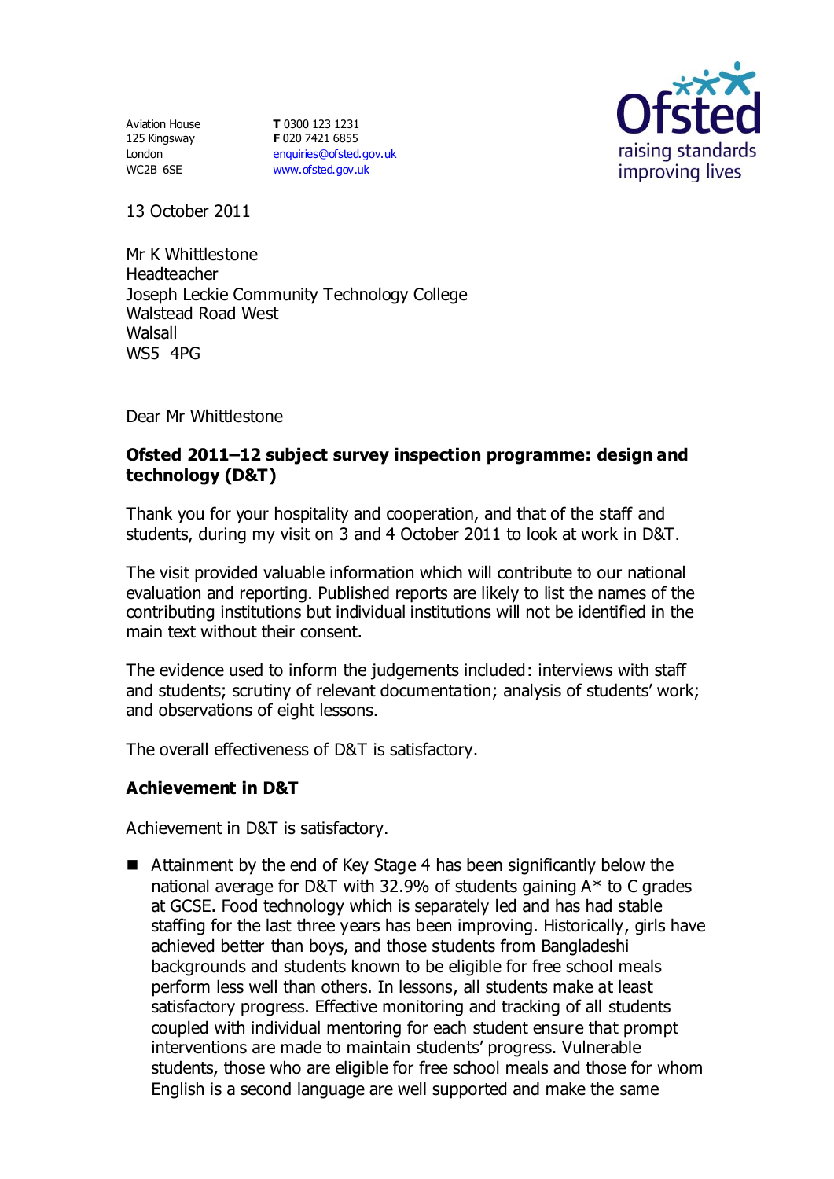Aviation House
125 Kingsway
London
WC2B 6SE

**T** 0300 123 1231
**F** 020 7421 6855
enquiries@ofsted.gov.uk
www.ofsted.gov.uk

13 October 2011

Mr K Whittlestone
Headteacher
Joseph Leckie Community Technology College
Walstead Road West
Walsall
WS5 4PG

Dear Mr Whittlestone

**Ofsted 2011–12 subject survey inspection programme: design and technology (D&T)**

Thank you for your hospitality and cooperation, and that of the staff and students, during my visit on 3 and 4 October 2011 to look at work in D&T.

The visit provided valuable information which will contribute to our national evaluation and reporting. Published reports are likely to list the names of the contributing institutions but individual institutions will not be identified in the main text without their consent.

The evidence used to inform the judgements included: interviews with staff and students; scrutiny of relevant documentation; analysis of students' work; and observations of eight lessons.

The overall effectiveness of D&T is satisfactory.

## Achievement in D&T

Achievement in D&T is satisfactory.

- Attainment by the end of Key Stage 4 has been significantly below the national average for D&T with 32.9% of students gaining A* to C grades at GCSE. Food technology which is separately led and has had stable staffing for the last three years has been improving. Historically, girls have achieved better than boys, and those students from Bangladeshi backgrounds and students known to be eligible for free school meals perform less well than others. In lessons, all students make at least satisfactory progress. Effective monitoring and tracking of all students coupled with individual mentoring for each student ensure that prompt interventions are made to maintain students' progress. Vulnerable students, those who are eligible for free school meals and those for whom English is a second language are well supported and make the same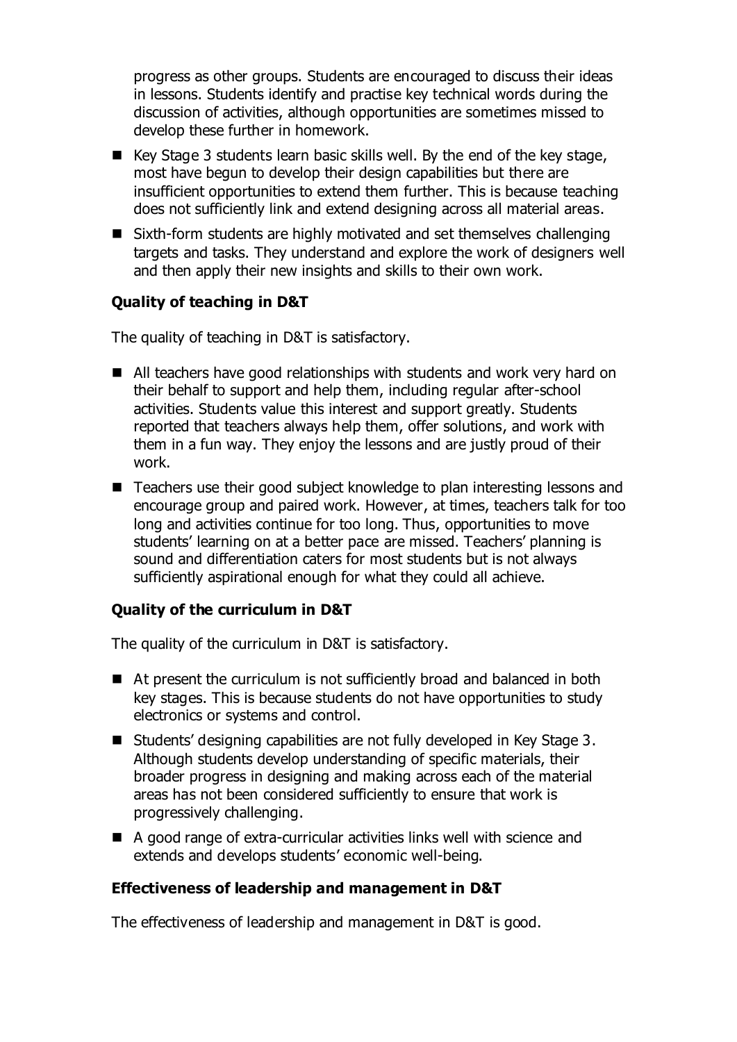progress as other groups. Students are encouraged to discuss their ideas in lessons. Students identify and practise key technical words during the discussion of activities, although opportunities are sometimes missed to develop these further in homework.

- Key Stage 3 students learn basic skills well. By the end of the key stage, most have begun to develop their design capabilities but there are insufficient opportunities to extend them further. This is because teaching does not sufficiently link and extend designing across all material areas.
- Sixth-form students are highly motivated and set themselves challenging targets and tasks. They understand and explore the work of designers well and then apply their new insights and skills to their own work.

### Quality of teaching in D&T

The quality of teaching in D&T is satisfactory.

- All teachers have good relationships with students and work very hard on their behalf to support and help them, including regular after-school activities. Students value this interest and support greatly. Students reported that teachers always help them, offer solutions, and work with them in a fun way. They enjoy the lessons and are justly proud of their work.
- Teachers use their good subject knowledge to plan interesting lessons and encourage group and paired work. However, at times, teachers talk for too long and activities continue for too long. Thus, opportunities to move students' learning on at a better pace are missed. Teachers' planning is sound and differentiation caters for most students but is not always sufficiently aspirational enough for what they could all achieve.

### Quality of the curriculum in D&T

The quality of the curriculum in D&T is satisfactory.

- At present the curriculum is not sufficiently broad and balanced in both key stages. This is because students do not have opportunities to study electronics or systems and control.
- Students' designing capabilities are not fully developed in Key Stage 3. Although students develop understanding of specific materials, their broader progress in designing and making across each of the material areas has not been considered sufficiently to ensure that work is progressively challenging.
- A good range of extra-curricular activities links well with science and extends and develops students' economic well-being.

### Effectiveness of leadership and management in D&T

The effectiveness of leadership and management in D&T is good.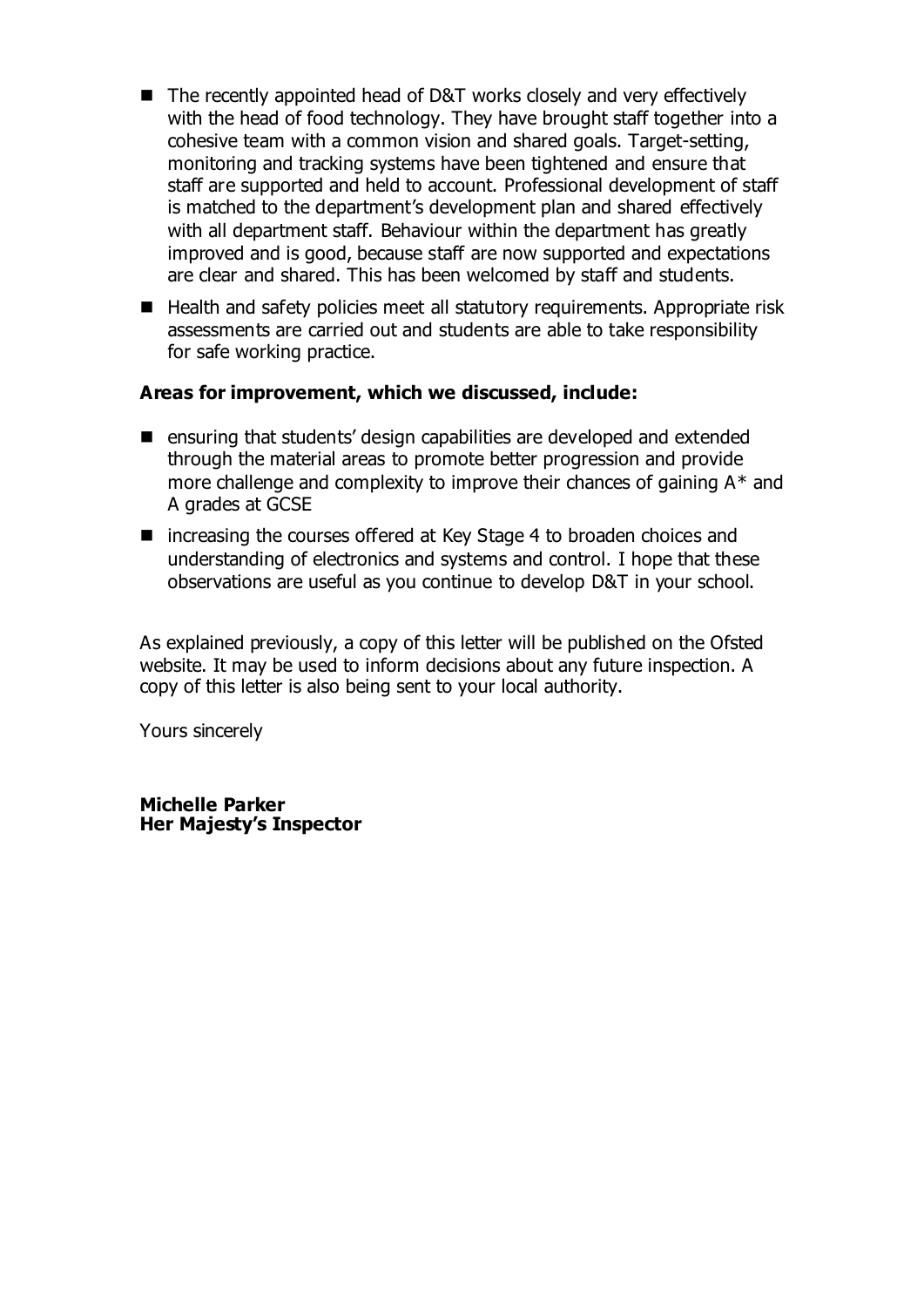- The recently appointed head of D&T works closely and very effectively with the head of food technology. They have brought staff together into a cohesive team with a common vision and shared goals. Target-setting, monitoring and tracking systems have been tightened and ensure that staff are supported and held to account. Professional development of staff is matched to the department's development plan and shared effectively with all department staff. Behaviour within the department has greatly improved and is good, because staff are now supported and expectations are clear and shared. This has been welcomed by staff and students.
- Health and safety policies meet all statutory requirements. Appropriate risk assessments are carried out and students are able to take responsibility for safe working practice.

**Areas for improvement, which we discussed, include:**

- ensuring that students' design capabilities are developed and extended through the material areas to promote better progression and provide more challenge and complexity to improve their chances of gaining A* and A grades at GCSE
- increasing the courses offered at Key Stage 4 to broaden choices and understanding of electronics and systems and control. I hope that these observations are useful as you continue to develop D&T in your school.

As explained previously, a copy of this letter will be published on the Ofsted website. It may be used to inform decisions about any future inspection. A copy of this letter is also being sent to your local authority.

Yours sincerely

**Michelle Parker**
**Her Majesty's Inspector**